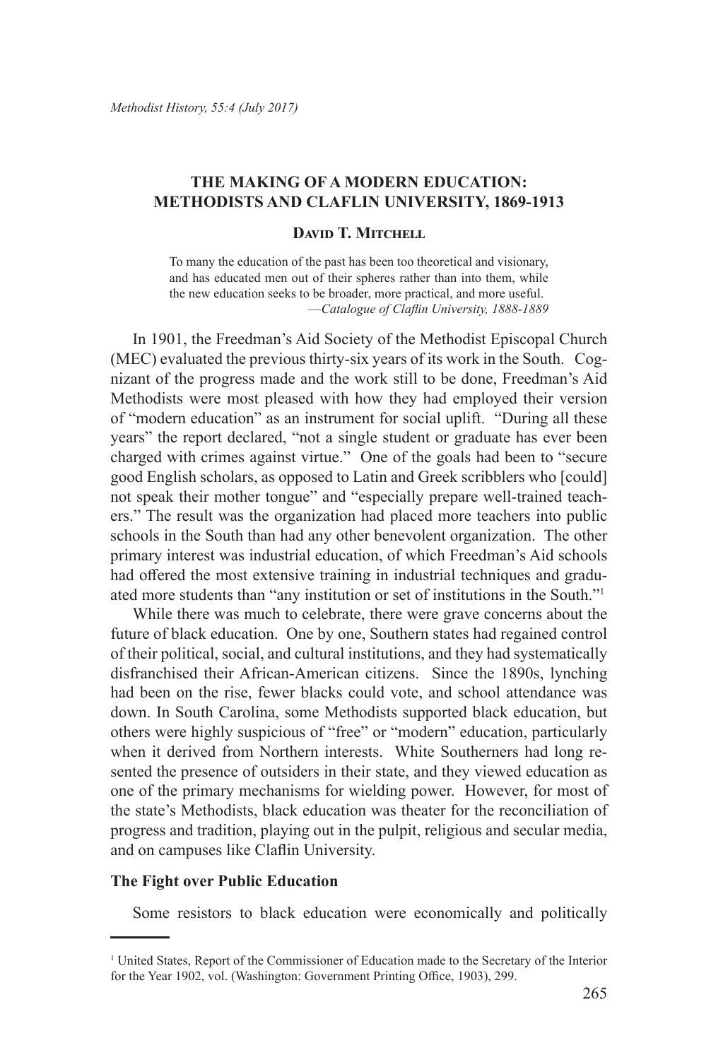# THE MAKING OF A MODERN EDUCATION: METHODISTS AND CLAFLIN UNIVERSITY, 1869-1913

**David T. Mitchell**

> To many the education of the past has been too theoretical and visionary, and has educated men out of their spheres rather than into them, while the new education seeks to be broader, more practical, and more useful.
> —*Catalogue of Claflin University, 1888-1889*

In 1901, the Freedman's Aid Society of the Methodist Episcopal Church (MEC) evaluated the previous thirty-six years of its work in the South. Cognizant of the progress made and the work still to be done, Freedman's Aid Methodists were most pleased with how they had employed their version of "modern education" as an instrument for social uplift. "During all these years" the report declared, "not a single student or graduate has ever been charged with crimes against virtue." One of the goals had been to "secure good English scholars, as opposed to Latin and Greek scribblers who [could] not speak their mother tongue" and "especially prepare well-trained teachers." The result was the organization had placed more teachers into public schools in the South than had any other benevolent organization. The other primary interest was industrial education, of which Freedman's Aid schools had offered the most extensive training in industrial techniques and graduated more students than "any institution or set of institutions in the South."[1]

While there was much to celebrate, there were grave concerns about the future of black education. One by one, Southern states had regained control of their political, social, and cultural institutions, and they had systematically disfranchised their African-American citizens. Since the 1890s, lynching had been on the rise, fewer blacks could vote, and school attendance was down. In South Carolina, some Methodists supported black education, but others were highly suspicious of "free" or "modern" education, particularly when it derived from Northern interests. White Southerners had long resented the presence of outsiders in their state, and they viewed education as one of the primary mechanisms for wielding power. However, for most of the state's Methodists, black education was theater for the reconciliation of progress and tradition, playing out in the pulpit, religious and secular media, and on campuses like Claflin University.

## The Fight over Public Education

Some resistors to black education were economically and politically

---

[1] United States, Report of the Commissioner of Education made to the Secretary of the Interior for the Year 1902, vol. (Washington: Government Printing Office, 1903), 299.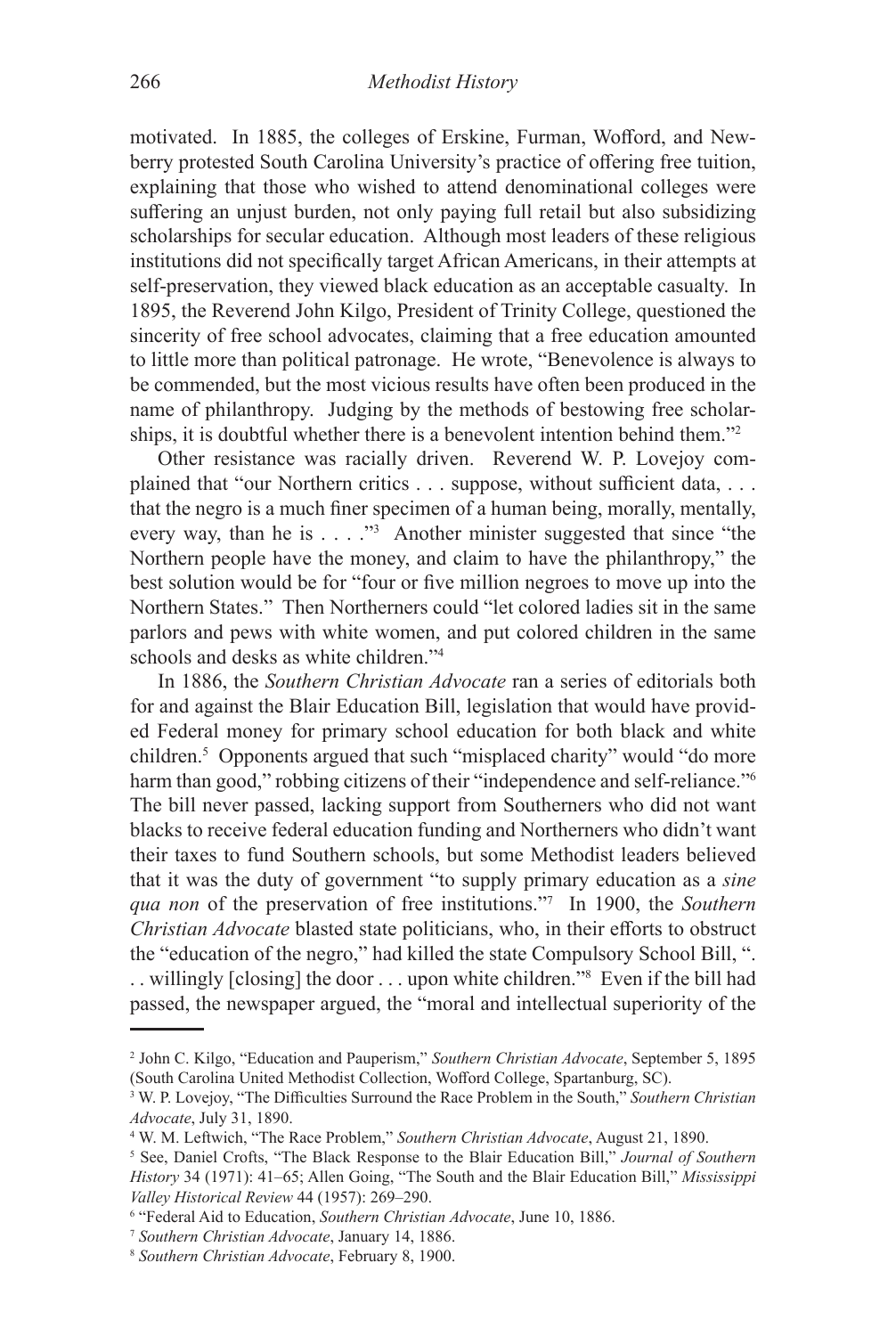motivated. In 1885, the colleges of Erskine, Furman, Wofford, and Newberry protested South Carolina University's practice of offering free tuition, explaining that those who wished to attend denominational colleges were suffering an unjust burden, not only paying full retail but also subsidizing scholarships for secular education. Although most leaders of these religious institutions did not specifically target African Americans, in their attempts at self-preservation, they viewed black education as an acceptable casualty. In 1895, the Reverend John Kilgo, President of Trinity College, questioned the sincerity of free school advocates, claiming that a free education amounted to little more than political patronage. He wrote, "Benevolence is always to be commended, but the most vicious results have often been produced in the name of philanthropy. Judging by the methods of bestowing free scholarships, it is doubtful whether there is a benevolent intention behind them."[2]

Other resistance was racially driven. Reverend W. P. Lovejoy complained that "our Northern critics . . . suppose, without sufficient data, . . . that the negro is a much finer specimen of a human being, morally, mentally, every way, than he is . . . ."[3] Another minister suggested that since "the Northern people have the money, and claim to have the philanthropy," the best solution would be for "four or five million negroes to move up into the Northern States." Then Northerners could "let colored ladies sit in the same parlors and pews with white women, and put colored children in the same schools and desks as white children."[4]

In 1886, the *Southern Christian Advocate* ran a series of editorials both for and against the Blair Education Bill, legislation that would have provided Federal money for primary school education for both black and white children.[5] Opponents argued that such "misplaced charity" would "do more harm than good," robbing citizens of their "independence and self-reliance."[6] The bill never passed, lacking support from Southerners who did not want blacks to receive federal education funding and Northerners who didn't want their taxes to fund Southern schools, but some Methodist leaders believed that it was the duty of government "to supply primary education as a *sine qua non* of the preservation of free institutions."[7] In 1900, the *Southern Christian Advocate* blasted state politicians, who, in their efforts to obstruct the "education of the negro," had killed the state Compulsory School Bill, ". . . willingly [closing] the door . . . upon white children."[8] Even if the bill had passed, the newspaper argued, the "moral and intellectual superiority of the

---

[2] John C. Kilgo, "Education and Pauperism," *Southern Christian Advocate*, September 5, 1895 (South Carolina United Methodist Collection, Wofford College, Spartanburg, SC).

[3] W. P. Lovejoy, "The Difficulties Surround the Race Problem in the South," *Southern Christian Advocate*, July 31, 1890.

[4] W. M. Leftwich, "The Race Problem," *Southern Christian Advocate*, August 21, 1890.

[5] See, Daniel Crofts, "The Black Response to the Blair Education Bill," *Journal of Southern History* 34 (1971): 41–65; Allen Going, "The South and the Blair Education Bill," *Mississippi Valley Historical Review* 44 (1957): 269–290.

[6] "Federal Aid to Education, *Southern Christian Advocate*, June 10, 1886.

[7] *Southern Christian Advocate*, January 14, 1886.

[8] *Southern Christian Advocate*, February 8, 1900.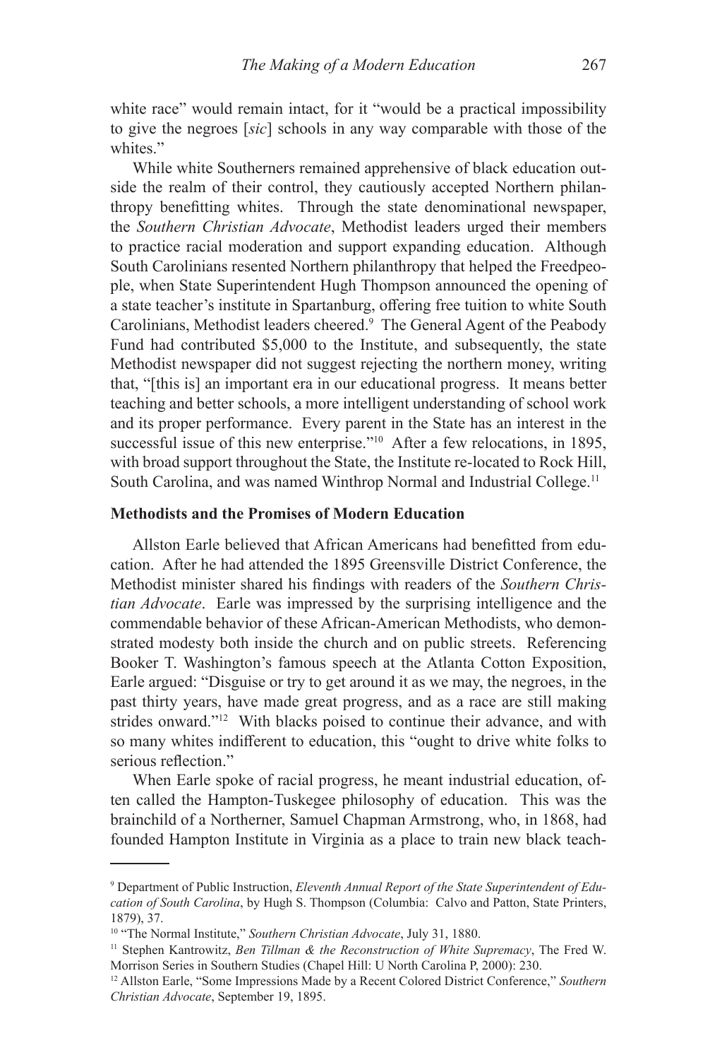white race" would remain intact, for it "would be a practical impossibility to give the negroes [*sic*] schools in any way comparable with those of the whites."

While white Southerners remained apprehensive of black education outside the realm of their control, they cautiously accepted Northern philanthropy benefitting whites. Through the state denominational newspaper, the *Southern Christian Advocate*, Methodist leaders urged their members to practice racial moderation and support expanding education. Although South Carolinians resented Northern philanthropy that helped the Freedpeople, when State Superintendent Hugh Thompson announced the opening of a state teacher's institute in Spartanburg, offering free tuition to white South Carolinians, Methodist leaders cheered.[9] The General Agent of the Peabody Fund had contributed $5,000 to the Institute, and subsequently, the state Methodist newspaper did not suggest rejecting the northern money, writing that, "[this is] an important era in our educational progress. It means better teaching and better schools, a more intelligent understanding of school work and its proper performance. Every parent in the State has an interest in the successful issue of this new enterprise."[10] After a few relocations, in 1895, with broad support throughout the State, the Institute re-located to Rock Hill, South Carolina, and was named Winthrop Normal and Industrial College.[11]

### Methodists and the Promises of Modern Education

Allston Earle believed that African Americans had benefitted from education. After he had attended the 1895 Greensville District Conference, the Methodist minister shared his findings with readers of the *Southern Christian Advocate*. Earle was impressed by the surprising intelligence and the commendable behavior of these African-American Methodists, who demonstrated modesty both inside the church and on public streets. Referencing Booker T. Washington's famous speech at the Atlanta Cotton Exposition, Earle argued: "Disguise or try to get around it as we may, the negroes, in the past thirty years, have made great progress, and as a race are still making strides onward."[12] With blacks poised to continue their advance, and with so many whites indifferent to education, this "ought to drive white folks to serious reflection."

When Earle spoke of racial progress, he meant industrial education, often called the Hampton-Tuskegee philosophy of education. This was the brainchild of a Northerner, Samuel Chapman Armstrong, who, in 1868, had founded Hampton Institute in Virginia as a place to train new black teach-

---

[9] Department of Public Instruction, *Eleventh Annual Report of the State Superintendent of Education of South Carolina*, by Hugh S. Thompson (Columbia: Calvo and Patton, State Printers, 1879), 37.

[10] "The Normal Institute," *Southern Christian Advocate*, July 31, 1880.

[11] Stephen Kantrowitz, *Ben Tillman & the Reconstruction of White Supremacy*, The Fred W. Morrison Series in Southern Studies (Chapel Hill: U North Carolina P, 2000): 230.

[12] Allston Earle, "Some Impressions Made by a Recent Colored District Conference," *Southern Christian Advocate*, September 19, 1895.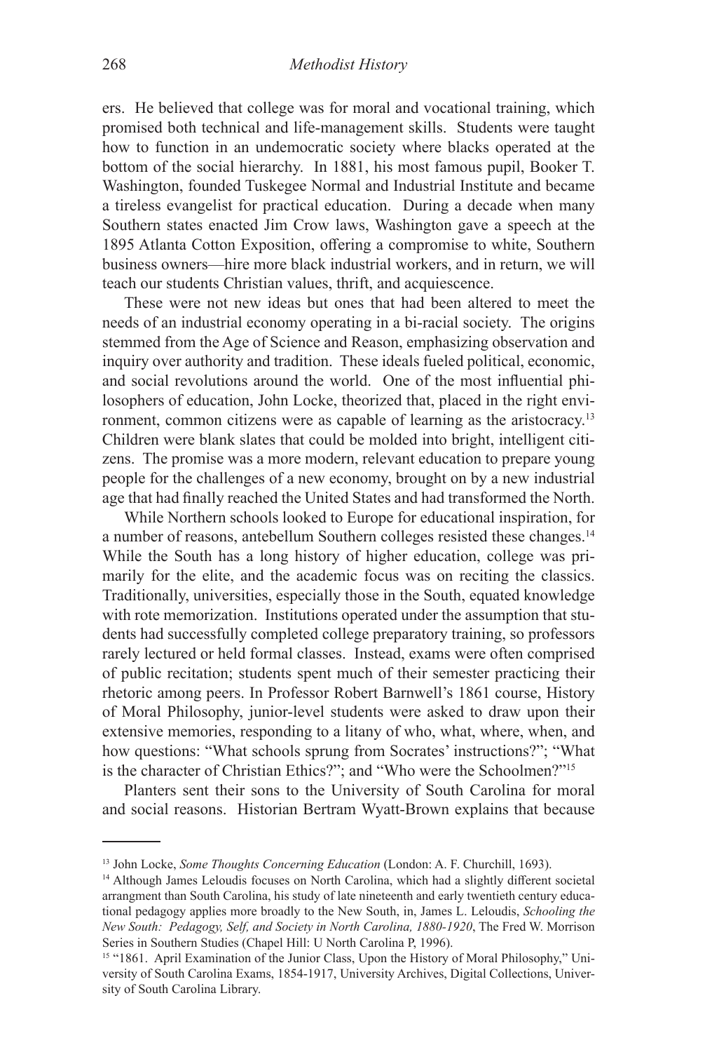ers. He believed that college was for moral and vocational training, which promised both technical and life-management skills. Students were taught how to function in an undemocratic society where blacks operated at the bottom of the social hierarchy. In 1881, his most famous pupil, Booker T. Washington, founded Tuskegee Normal and Industrial Institute and became a tireless evangelist for practical education. During a decade when many Southern states enacted Jim Crow laws, Washington gave a speech at the 1895 Atlanta Cotton Exposition, offering a compromise to white, Southern business owners—hire more black industrial workers, and in return, we will teach our students Christian values, thrift, and acquiescence.

These were not new ideas but ones that had been altered to meet the needs of an industrial economy operating in a bi-racial society. The origins stemmed from the Age of Science and Reason, emphasizing observation and inquiry over authority and tradition. These ideals fueled political, economic, and social revolutions around the world. One of the most influential philosophers of education, John Locke, theorized that, placed in the right environment, common citizens were as capable of learning as the aristocracy.[13] Children were blank slates that could be molded into bright, intelligent citizens. The promise was a more modern, relevant education to prepare young people for the challenges of a new economy, brought on by a new industrial age that had finally reached the United States and had transformed the North.

While Northern schools looked to Europe for educational inspiration, for a number of reasons, antebellum Southern colleges resisted these changes.[14] While the South has a long history of higher education, college was primarily for the elite, and the academic focus was on reciting the classics. Traditionally, universities, especially those in the South, equated knowledge with rote memorization. Institutions operated under the assumption that students had successfully completed college preparatory training, so professors rarely lectured or held formal classes. Instead, exams were often comprised of public recitation; students spent much of their semester practicing their rhetoric among peers. In Professor Robert Barnwell's 1861 course, History of Moral Philosophy, junior-level students were asked to draw upon their extensive memories, responding to a litany of who, what, where, when, and how questions: "What schools sprung from Socrates' instructions?"; "What is the character of Christian Ethics?"; and "Who were the Schoolmen?"[15]

Planters sent their sons to the University of South Carolina for moral and social reasons. Historian Bertram Wyatt-Brown explains that because

---

[13] John Locke, *Some Thoughts Concerning Education* (London: A. F. Churchill, 1693).

[14] Although James Leloudis focuses on North Carolina, which had a slightly different societal arrangment than South Carolina, his study of late nineteenth and early twentieth century educational pedagogy applies more broadly to the New South, in, James L. Leloudis, *Schooling the New South: Pedagogy, Self, and Society in North Carolina, 1880-1920*, The Fred W. Morrison Series in Southern Studies (Chapel Hill: U North Carolina P, 1996).

[15] "1861. April Examination of the Junior Class, Upon the History of Moral Philosophy," University of South Carolina Exams, 1854-1917, University Archives, Digital Collections, University of South Carolina Library.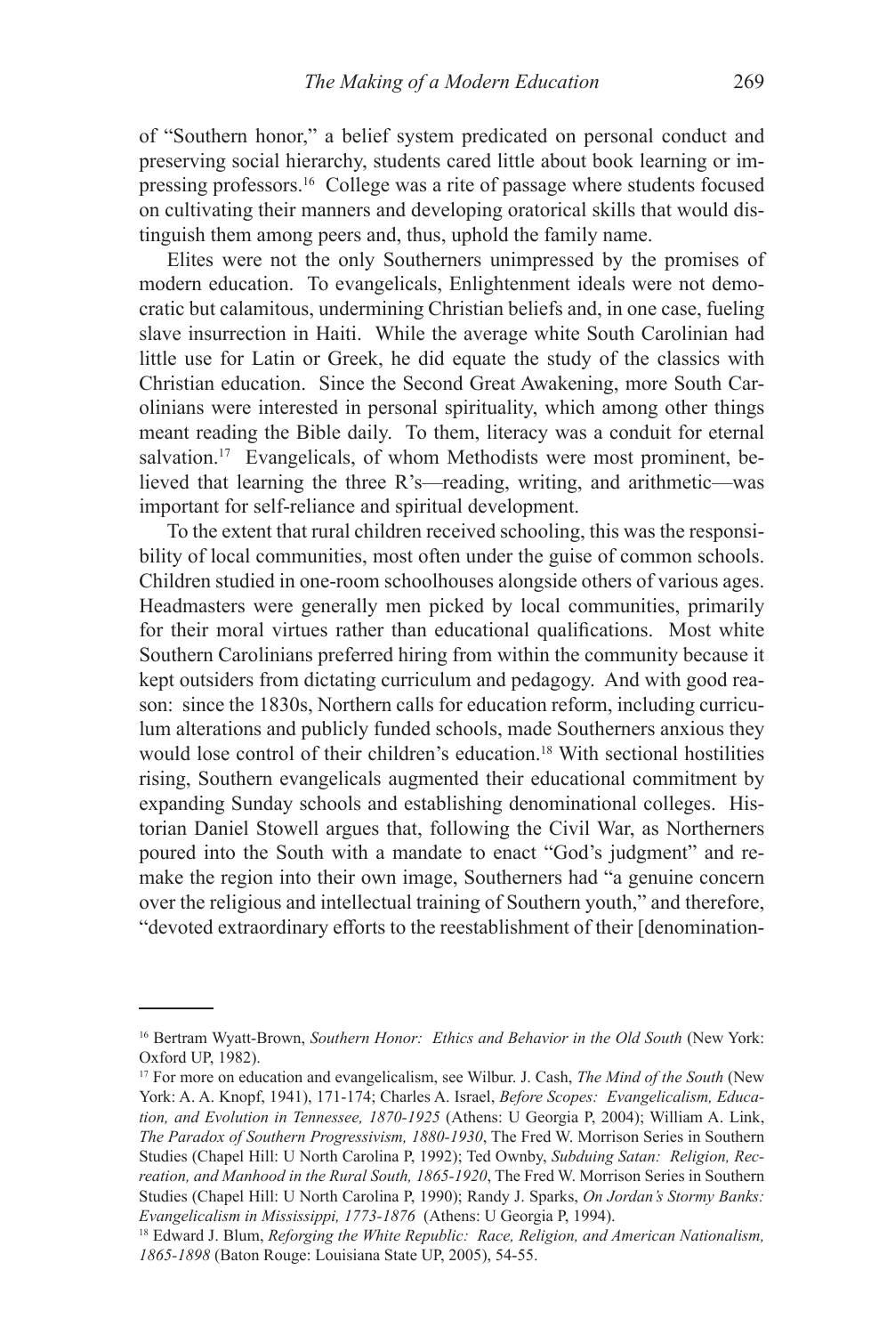of "Southern honor," a belief system predicated on personal conduct and preserving social hierarchy, students cared little about book learning or impressing professors.[16] College was a rite of passage where students focused on cultivating their manners and developing oratorical skills that would distinguish them among peers and, thus, uphold the family name.

Elites were not the only Southerners unimpressed by the promises of modern education. To evangelicals, Enlightenment ideals were not democratic but calamitous, undermining Christian beliefs and, in one case, fueling slave insurrection in Haiti. While the average white South Carolinian had little use for Latin or Greek, he did equate the study of the classics with Christian education. Since the Second Great Awakening, more South Carolinians were interested in personal spirituality, which among other things meant reading the Bible daily. To them, literacy was a conduit for eternal salvation.[17] Evangelicals, of whom Methodists were most prominent, believed that learning the three R's—reading, writing, and arithmetic—was important for self-reliance and spiritual development.

To the extent that rural children received schooling, this was the responsibility of local communities, most often under the guise of common schools. Children studied in one-room schoolhouses alongside others of various ages. Headmasters were generally men picked by local communities, primarily for their moral virtues rather than educational qualifications. Most white Southern Carolinians preferred hiring from within the community because it kept outsiders from dictating curriculum and pedagogy. And with good reason: since the 1830s, Northern calls for education reform, including curriculum alterations and publicly funded schools, made Southerners anxious they would lose control of their children's education.[18] With sectional hostilities rising, Southern evangelicals augmented their educational commitment by expanding Sunday schools and establishing denominational colleges. Historian Daniel Stowell argues that, following the Civil War, as Northerners poured into the South with a mandate to enact "God's judgment" and remake the region into their own image, Southerners had "a genuine concern over the religious and intellectual training of Southern youth," and therefore, "devoted extraordinary efforts to the reestablishment of their [denomination-

---

[16] Bertram Wyatt-Brown, *Southern Honor: Ethics and Behavior in the Old South* (New York: Oxford UP, 1982).

[17] For more on education and evangelicalism, see Wilbur. J. Cash, *The Mind of the South* (New York: A. A. Knopf, 1941), 171-174; Charles A. Israel, *Before Scopes: Evangelicalism, Education, and Evolution in Tennessee, 1870-1925* (Athens: U Georgia P, 2004); William A. Link, *The Paradox of Southern Progressivism, 1880-1930*, The Fred W. Morrison Series in Southern Studies (Chapel Hill: U North Carolina P, 1992); Ted Ownby, *Subduing Satan: Religion, Recreation, and Manhood in the Rural South, 1865-1920*, The Fred W. Morrison Series in Southern Studies (Chapel Hill: U North Carolina P, 1990); Randy J. Sparks, *On Jordan's Stormy Banks: Evangelicalism in Mississippi, 1773-1876* (Athens: U Georgia P, 1994).

[18] Edward J. Blum, *Reforging the White Republic: Race, Religion, and American Nationalism, 1865-1898* (Baton Rouge: Louisiana State UP, 2005), 54-55.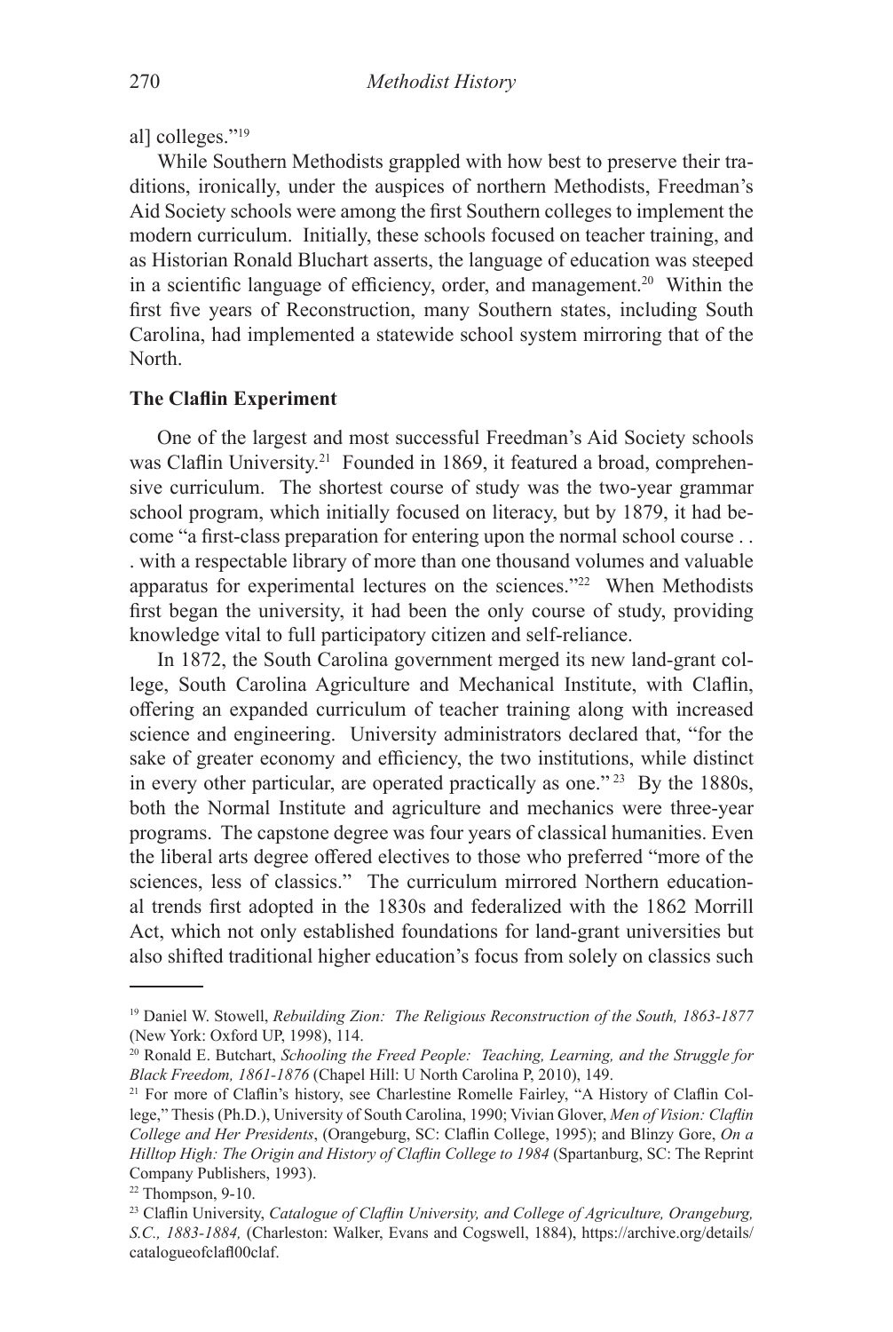al] colleges."[19]

While Southern Methodists grappled with how best to preserve their traditions, ironically, under the auspices of northern Methodists, Freedman's Aid Society schools were among the first Southern colleges to implement the modern curriculum. Initially, these schools focused on teacher training, and as Historian Ronald Bluchart asserts, the language of education was steeped in a scientific language of efficiency, order, and management.[20] Within the first five years of Reconstruction, many Southern states, including South Carolina, had implemented a statewide school system mirroring that of the North.

**The Claflin Experiment**

One of the largest and most successful Freedman's Aid Society schools was Claflin University.[21] Founded in 1869, it featured a broad, comprehensive curriculum. The shortest course of study was the two-year grammar school program, which initially focused on literacy, but by 1879, it had become "a first-class preparation for entering upon the normal school course . . . with a respectable library of more than one thousand volumes and valuable apparatus for experimental lectures on the sciences."[22] When Methodists first began the university, it had been the only course of study, providing knowledge vital to full participatory citizen and self-reliance.

In 1872, the South Carolina government merged its new land-grant college, South Carolina Agriculture and Mechanical Institute, with Claflin, offering an expanded curriculum of teacher training along with increased science and engineering. University administrators declared that, "for the sake of greater economy and efficiency, the two institutions, while distinct in every other particular, are operated practically as one."[23] By the 1880s, both the Normal Institute and agriculture and mechanics were three-year programs. The capstone degree was four years of classical humanities. Even the liberal arts degree offered electives to those who preferred "more of the sciences, less of classics." The curriculum mirrored Northern educational trends first adopted in the 1830s and federalized with the 1862 Morrill Act, which not only established foundations for land-grant universities but also shifted traditional higher education's focus from solely on classics such

---

[19] Daniel W. Stowell, *Rebuilding Zion: The Religious Reconstruction of the South, 1863-1877* (New York: Oxford UP, 1998), 114.

[20] Ronald E. Butchart, *Schooling the Freed People: Teaching, Learning, and the Struggle for Black Freedom, 1861-1876* (Chapel Hill: U North Carolina P, 2010), 149.

[21] For more of Claflin's history, see Charlestine Romelle Fairley, "A History of Claflin College," Thesis (Ph.D.), University of South Carolina, 1990; Vivian Glover, *Men of Vision: Claflin College and Her Presidents*, (Orangeburg, SC: Claflin College, 1995); and Blinzy Gore, *On a Hilltop High: The Origin and History of Claflin College to 1984* (Spartanburg, SC: The Reprint Company Publishers, 1993).

[22] Thompson, 9-10.

[23] Claflin University, *Catalogue of Claflin University, and College of Agriculture, Orangeburg, S.C., 1883-1884,* (Charleston: Walker, Evans and Cogswell, 1884), https://archive.org/details/catalogueofclafl00claf.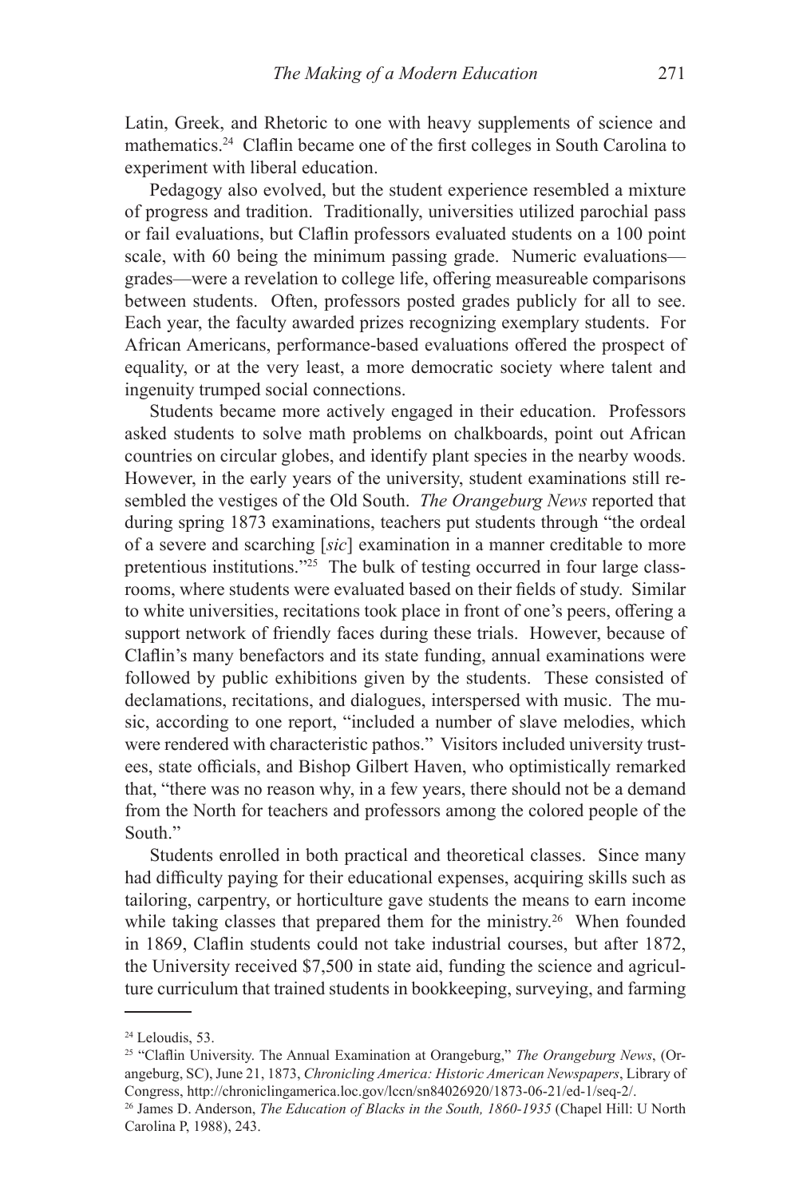Latin, Greek, and Rhetoric to one with heavy supplements of science and mathematics.[24] Claflin became one of the first colleges in South Carolina to experiment with liberal education.

Pedagogy also evolved, but the student experience resembled a mixture of progress and tradition. Traditionally, universities utilized parochial pass or fail evaluations, but Claflin professors evaluated students on a 100 point scale, with 60 being the minimum passing grade. Numeric evaluations—grades—were a revelation to college life, offering measureable comparisons between students. Often, professors posted grades publicly for all to see. Each year, the faculty awarded prizes recognizing exemplary students. For African Americans, performance-based evaluations offered the prospect of equality, or at the very least, a more democratic society where talent and ingenuity trumped social connections.

Students became more actively engaged in their education. Professors asked students to solve math problems on chalkboards, point out African countries on circular globes, and identify plant species in the nearby woods. However, in the early years of the university, student examinations still resembled the vestiges of the Old South. *The Orangeburg News* reported that during spring 1873 examinations, teachers put students through "the ordeal of a severe and scarching [*sic*] examination in a manner creditable to more pretentious institutions."[25] The bulk of testing occurred in four large classrooms, where students were evaluated based on their fields of study. Similar to white universities, recitations took place in front of one's peers, offering a support network of friendly faces during these trials. However, because of Claflin's many benefactors and its state funding, annual examinations were followed by public exhibitions given by the students. These consisted of declamations, recitations, and dialogues, interspersed with music. The music, according to one report, "included a number of slave melodies, which were rendered with characteristic pathos." Visitors included university trustees, state officials, and Bishop Gilbert Haven, who optimistically remarked that, "there was no reason why, in a few years, there should not be a demand from the North for teachers and professors among the colored people of the South."

Students enrolled in both practical and theoretical classes. Since many had difficulty paying for their educational expenses, acquiring skills such as tailoring, carpentry, or horticulture gave students the means to earn income while taking classes that prepared them for the ministry.[26] When founded in 1869, Claflin students could not take industrial courses, but after 1872, the University received $7,500 in state aid, funding the science and agriculture curriculum that trained students in bookkeeping, surveying, and farming

---

[24] Leloudis, 53.

[25] "Claflin University. The Annual Examination at Orangeburg," *The Orangeburg News*, (Orangeburg, SC), June 21, 1873, *Chronicling America: Historic American Newspapers*, Library of Congress, http://chroniclingamerica.loc.gov/lccn/sn84026920/1873-06-21/ed-1/seq-2/.

[26] James D. Anderson, *The Education of Blacks in the South, 1860-1935* (Chapel Hill: U North Carolina P, 1988), 243.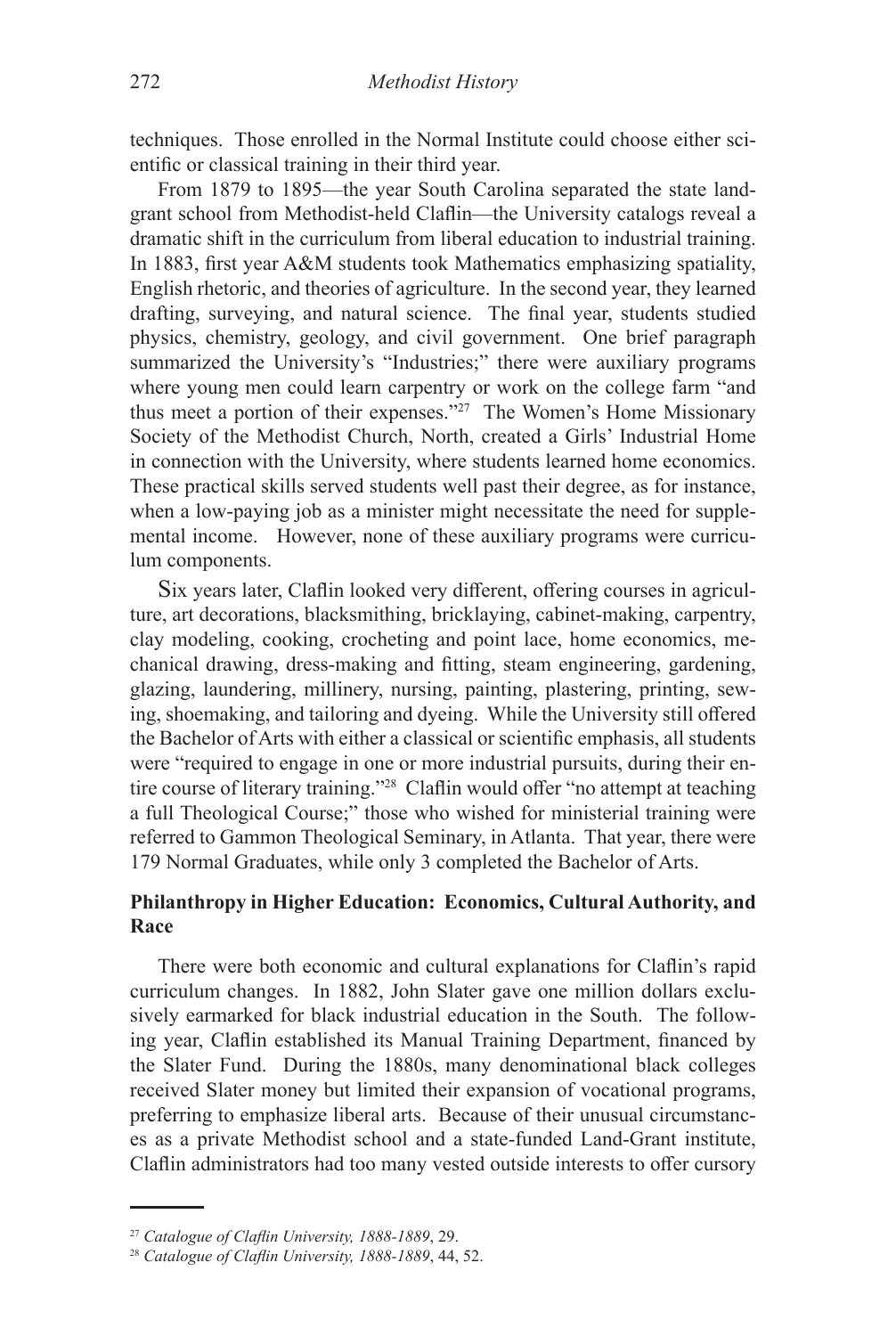techniques. Those enrolled in the Normal Institute could choose either scientific or classical training in their third year.

From 1879 to 1895—the year South Carolina separated the state land-grant school from Methodist-held Claflin—the University catalogs reveal a dramatic shift in the curriculum from liberal education to industrial training. In 1883, first year A&M students took Mathematics emphasizing spatiality, English rhetoric, and theories of agriculture. In the second year, they learned drafting, surveying, and natural science. The final year, students studied physics, chemistry, geology, and civil government. One brief paragraph summarized the University's "Industries;" there were auxiliary programs where young men could learn carpentry or work on the college farm "and thus meet a portion of their expenses."[27] The Women's Home Missionary Society of the Methodist Church, North, created a Girls' Industrial Home in connection with the University, where students learned home economics. These practical skills served students well past their degree, as for instance, when a low-paying job as a minister might necessitate the need for supplemental income. However, none of these auxiliary programs were curriculum components.

Six years later, Claflin looked very different, offering courses in agriculture, art decorations, blacksmithing, bricklaying, cabinet-making, carpentry, clay modeling, cooking, crocheting and point lace, home economics, mechanical drawing, dress-making and fitting, steam engineering, gardening, glazing, laundering, millinery, nursing, painting, plastering, printing, sewing, shoemaking, and tailoring and dyeing. While the University still offered the Bachelor of Arts with either a classical or scientific emphasis, all students were "required to engage in one or more industrial pursuits, during their entire course of literary training."[28] Claflin would offer "no attempt at teaching a full Theological Course;" those who wished for ministerial training were referred to Gammon Theological Seminary, in Atlanta. That year, there were 179 Normal Graduates, while only 3 completed the Bachelor of Arts.

### Philanthropy in Higher Education: Economics, Cultural Authority, and Race

There were both economic and cultural explanations for Claflin's rapid curriculum changes. In 1882, John Slater gave one million dollars exclusively earmarked for black industrial education in the South. The following year, Claflin established its Manual Training Department, financed by the Slater Fund. During the 1880s, many denominational black colleges received Slater money but limited their expansion of vocational programs, preferring to emphasize liberal arts. Because of their unusual circumstances as a private Methodist school and a state-funded Land-Grant institute, Claflin administrators had too many vested outside interests to offer cursory

---

[27] *Catalogue of Claflin University, 1888-1889*, 29.

[28] *Catalogue of Claflin University, 1888-1889*, 44, 52.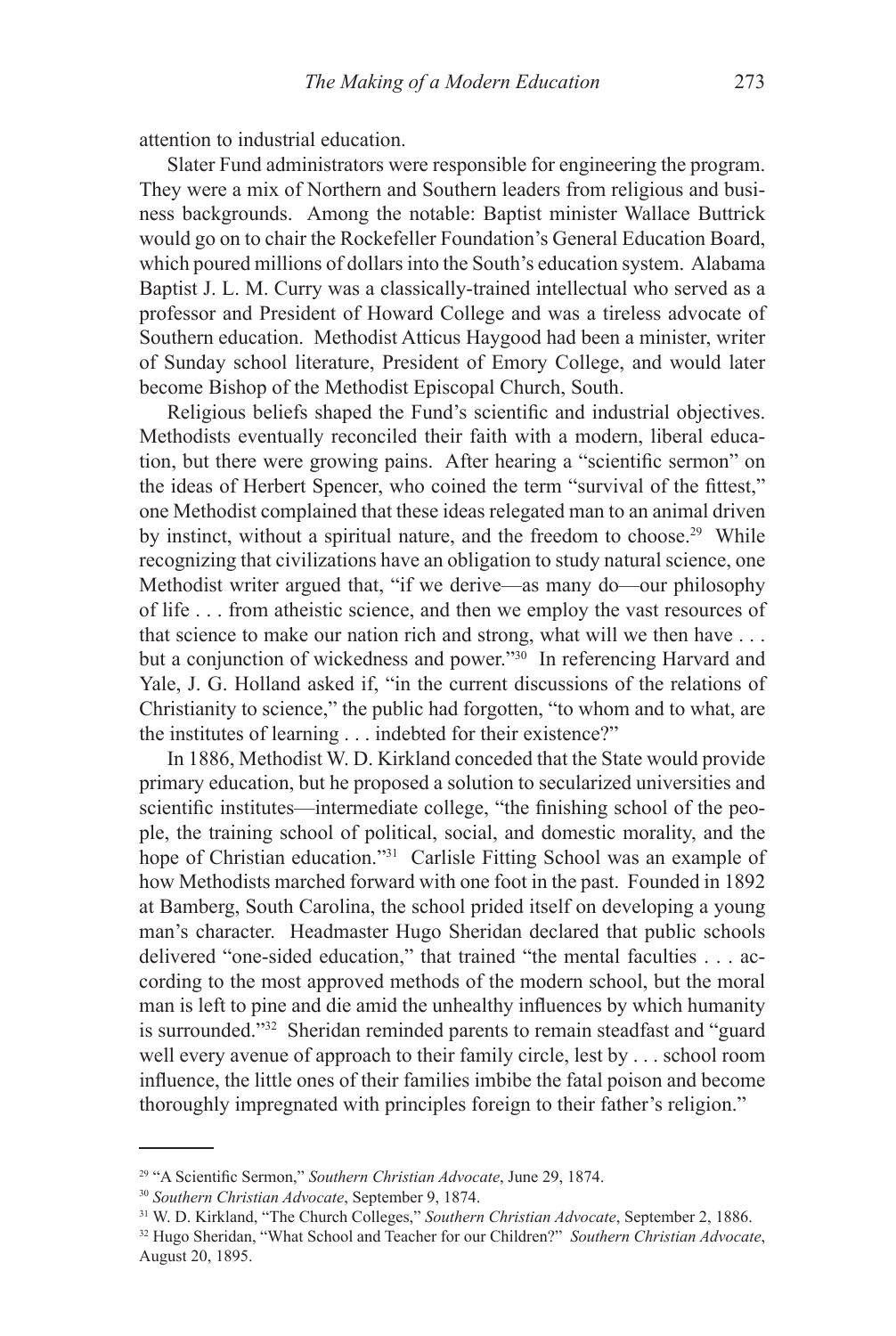attention to industrial education.

Slater Fund administrators were responsible for engineering the program. They were a mix of Northern and Southern leaders from religious and business backgrounds. Among the notable: Baptist minister Wallace Buttrick would go on to chair the Rockefeller Foundation's General Education Board, which poured millions of dollars into the South's education system. Alabama Baptist J. L. M. Curry was a classically-trained intellectual who served as a professor and President of Howard College and was a tireless advocate of Southern education. Methodist Atticus Haygood had been a minister, writer of Sunday school literature, President of Emory College, and would later become Bishop of the Methodist Episcopal Church, South.

Religious beliefs shaped the Fund's scientific and industrial objectives. Methodists eventually reconciled their faith with a modern, liberal education, but there were growing pains. After hearing a "scientific sermon" on the ideas of Herbert Spencer, who coined the term "survival of the fittest," one Methodist complained that these ideas relegated man to an animal driven by instinct, without a spiritual nature, and the freedom to choose.[29] While recognizing that civilizations have an obligation to study natural science, one Methodist writer argued that, "if we derive—as many do—our philosophy of life . . . from atheistic science, and then we employ the vast resources of that science to make our nation rich and strong, what will we then have . . . but a conjunction of wickedness and power."[30] In referencing Harvard and Yale, J. G. Holland asked if, "in the current discussions of the relations of Christianity to science," the public had forgotten, "to whom and to what, are the institutes of learning . . . indebted for their existence?"

In 1886, Methodist W. D. Kirkland conceded that the State would provide primary education, but he proposed a solution to secularized universities and scientific institutes—intermediate college, "the finishing school of the people, the training school of political, social, and domestic morality, and the hope of Christian education."[31] Carlisle Fitting School was an example of how Methodists marched forward with one foot in the past. Founded in 1892 at Bamberg, South Carolina, the school prided itself on developing a young man's character. Headmaster Hugo Sheridan declared that public schools delivered "one-sided education," that trained "the mental faculties . . . according to the most approved methods of the modern school, but the moral man is left to pine and die amid the unhealthy influences by which humanity is surrounded."[32] Sheridan reminded parents to remain steadfast and "guard well every avenue of approach to their family circle, lest by . . . school room influence, the little ones of their families imbibe the fatal poison and become thoroughly impregnated with principles foreign to their father's religion."

---

[29] "A Scientific Sermon," *Southern Christian Advocate*, June 29, 1874.

[30] *Southern Christian Advocate*, September 9, 1874.

[31] W. D. Kirkland, "The Church Colleges," *Southern Christian Advocate*, September 2, 1886.

[32] Hugo Sheridan, "What School and Teacher for our Children?" *Southern Christian Advocate*, August 20, 1895.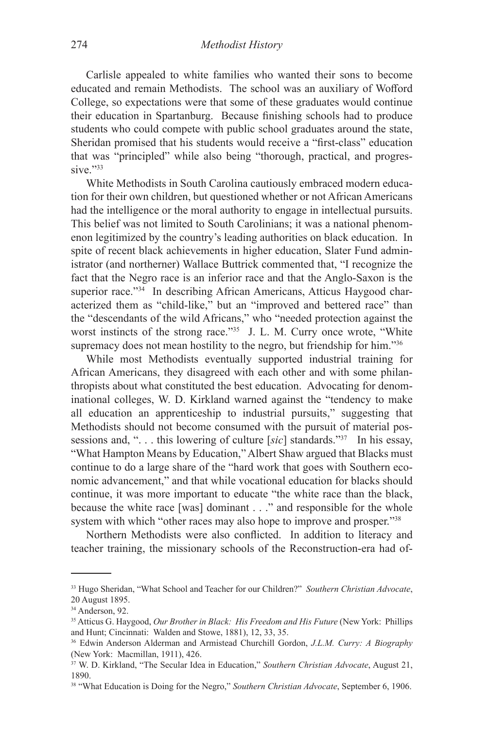Carlisle appealed to white families who wanted their sons to become educated and remain Methodists. The school was an auxiliary of Wofford College, so expectations were that some of these graduates would continue their education in Spartanburg. Because finishing schools had to produce students who could compete with public school graduates around the state, Sheridan promised that his students would receive a "first-class" education that was "principled" while also being "thorough, practical, and progressive."[33]

White Methodists in South Carolina cautiously embraced modern education for their own children, but questioned whether or not African Americans had the intelligence or the moral authority to engage in intellectual pursuits. This belief was not limited to South Carolinians; it was a national phenomenon legitimized by the country's leading authorities on black education. In spite of recent black achievements in higher education, Slater Fund administrator (and northerner) Wallace Buttrick commented that, "I recognize the fact that the Negro race is an inferior race and that the Anglo-Saxon is the superior race."[34] In describing African Americans, Atticus Haygood characterized them as "child-like," but an "improved and bettered race" than the "descendants of the wild Africans," who "needed protection against the worst instincts of the strong race."[35] J. L. M. Curry once wrote, "White supremacy does not mean hostility to the negro, but friendship for him."[36]

While most Methodists eventually supported industrial training for African Americans, they disagreed with each other and with some philanthropists about what constituted the best education. Advocating for denominational colleges, W. D. Kirkland warned against the "tendency to make all education an apprenticeship to industrial pursuits," suggesting that Methodists should not become consumed with the pursuit of material possessions and, ". . . this lowering of culture [*sic*] standards."[37] In his essay, "What Hampton Means by Education," Albert Shaw argued that Blacks must continue to do a large share of the "hard work that goes with Southern economic advancement," and that while vocational education for blacks should continue, it was more important to educate "the white race than the black, because the white race [was] dominant . . ." and responsible for the whole system with which "other races may also hope to improve and prosper."[38]

Northern Methodists were also conflicted. In addition to literacy and teacher training, the missionary schools of the Reconstruction-era had of-

---

[33] Hugo Sheridan, "What School and Teacher for our Children?" *Southern Christian Advocate*, 20 August 1895.

[34] Anderson, 92.

[35] Atticus G. Haygood, *Our Brother in Black: His Freedom and His Future* (New York: Phillips and Hunt; Cincinnati: Walden and Stowe, 1881), 12, 33, 35.

[36] Edwin Anderson Alderman and Armistead Churchill Gordon, *J.L.M. Curry: A Biography* (New York: Macmillan, 1911), 426.

[37] W. D. Kirkland, "The Secular Idea in Education," *Southern Christian Advocate*, August 21, 1890.

[38] "What Education is Doing for the Negro," *Southern Christian Advocate*, September 6, 1906.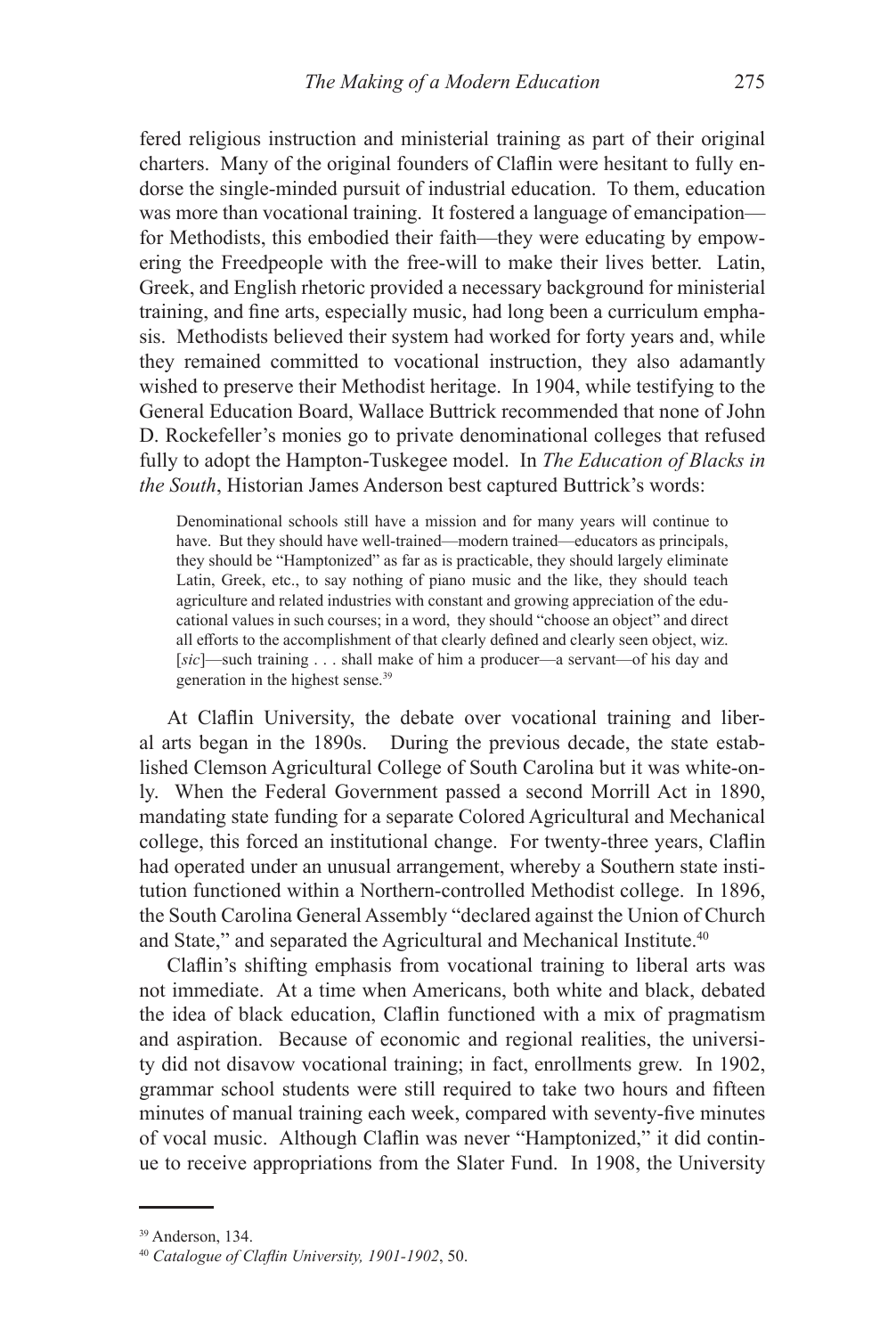fered religious instruction and ministerial training as part of their original charters. Many of the original founders of Claflin were hesitant to fully endorse the single-minded pursuit of industrial education. To them, education was more than vocational training. It fostered a language of emancipation—for Methodists, this embodied their faith—they were educating by empowering the Freedpeople with the free-will to make their lives better. Latin, Greek, and English rhetoric provided a necessary background for ministerial training, and fine arts, especially music, had long been a curriculum emphasis. Methodists believed their system had worked for forty years and, while they remained committed to vocational instruction, they also adamantly wished to preserve their Methodist heritage. In 1904, while testifying to the General Education Board, Wallace Buttrick recommended that none of John D. Rockefeller's monies go to private denominational colleges that refused fully to adopt the Hampton-Tuskegee model. In *The Education of Blacks in the South*, Historian James Anderson best captured Buttrick's words:

> Denominational schools still have a mission and for many years will continue to have. But they should have well-trained—modern trained—educators as principals, they should be "Hamptonized" as far as is practicable, they should largely eliminate Latin, Greek, etc., to say nothing of piano music and the like, they should teach agriculture and related industries with constant and growing appreciation of the educational values in such courses; in a word, they should "choose an object" and direct all efforts to the accomplishment of that clearly defined and clearly seen object, wiz. [*sic*]—such training . . . shall make of him a producer—a servant—of his day and generation in the highest sense.[39]

At Claflin University, the debate over vocational training and liberal arts began in the 1890s. During the previous decade, the state established Clemson Agricultural College of South Carolina but it was white-only. When the Federal Government passed a second Morrill Act in 1890, mandating state funding for a separate Colored Agricultural and Mechanical college, this forced an institutional change. For twenty-three years, Claflin had operated under an unusual arrangement, whereby a Southern state institution functioned within a Northern-controlled Methodist college. In 1896, the South Carolina General Assembly "declared against the Union of Church and State," and separated the Agricultural and Mechanical Institute.[40]

Claflin's shifting emphasis from vocational training to liberal arts was not immediate. At a time when Americans, both white and black, debated the idea of black education, Claflin functioned with a mix of pragmatism and aspiration. Because of economic and regional realities, the university did not disavow vocational training; in fact, enrollments grew. In 1902, grammar school students were still required to take two hours and fifteen minutes of manual training each week, compared with seventy-five minutes of vocal music. Although Claflin was never "Hamptonized," it did continue to receive appropriations from the Slater Fund. In 1908, the University

---

[39] Anderson, 134.

[40] *Catalogue of Claflin University, 1901-1902*, 50.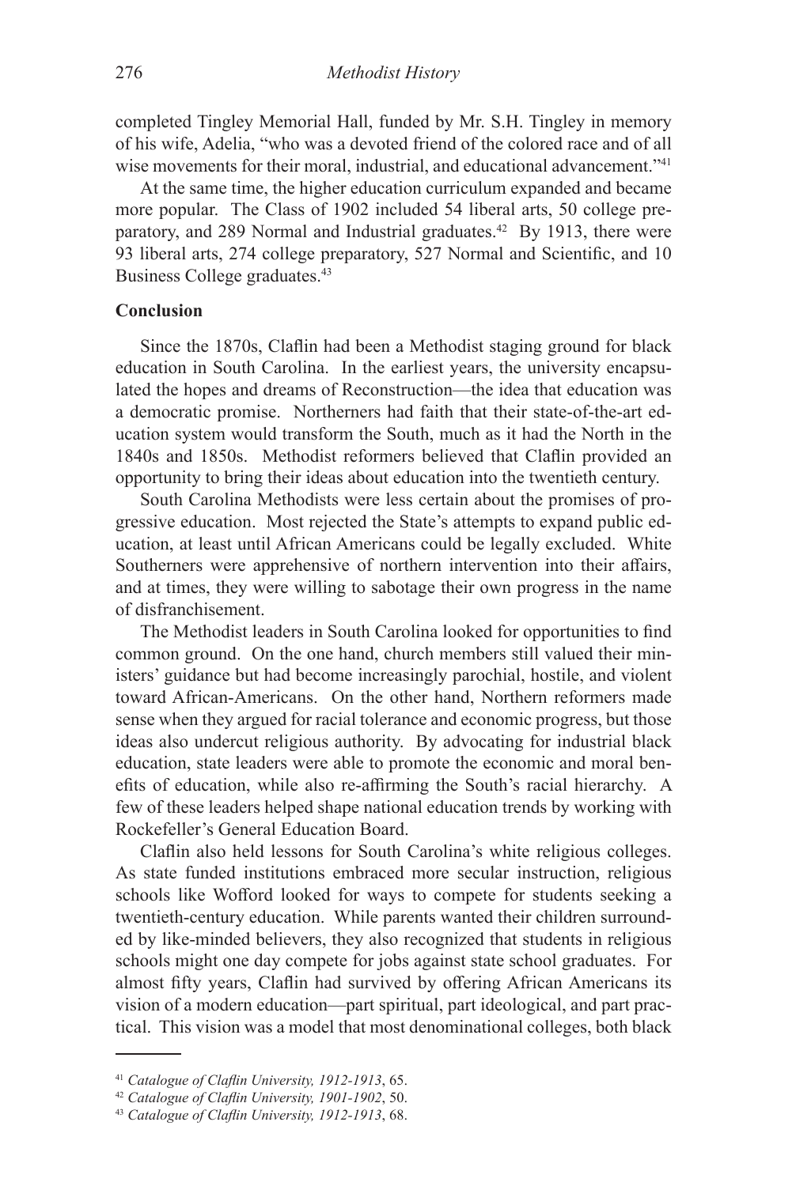completed Tingley Memorial Hall, funded by Mr. S.H. Tingley in memory of his wife, Adelia, "who was a devoted friend of the colored race and of all wise movements for their moral, industrial, and educational advancement."[41]

At the same time, the higher education curriculum expanded and became more popular. The Class of 1902 included 54 liberal arts, 50 college preparatory, and 289 Normal and Industrial graduates.[42] By 1913, there were 93 liberal arts, 274 college preparatory, 527 Normal and Scientific, and 10 Business College graduates.[43]

**Conclusion**

Since the 1870s, Claflin had been a Methodist staging ground for black education in South Carolina. In the earliest years, the university encapsulated the hopes and dreams of Reconstruction—the idea that education was a democratic promise. Northerners had faith that their state-of-the-art education system would transform the South, much as it had the North in the 1840s and 1850s. Methodist reformers believed that Claflin provided an opportunity to bring their ideas about education into the twentieth century.

South Carolina Methodists were less certain about the promises of progressive education. Most rejected the State's attempts to expand public education, at least until African Americans could be legally excluded. White Southerners were apprehensive of northern intervention into their affairs, and at times, they were willing to sabotage their own progress in the name of disfranchisement.

The Methodist leaders in South Carolina looked for opportunities to find common ground. On the one hand, church members still valued their ministers' guidance but had become increasingly parochial, hostile, and violent toward African-Americans. On the other hand, Northern reformers made sense when they argued for racial tolerance and economic progress, but those ideas also undercut religious authority. By advocating for industrial black education, state leaders were able to promote the economic and moral benefits of education, while also re-affirming the South's racial hierarchy. A few of these leaders helped shape national education trends by working with Rockefeller's General Education Board.

Claflin also held lessons for South Carolina's white religious colleges. As state funded institutions embraced more secular instruction, religious schools like Wofford looked for ways to compete for students seeking a twentieth-century education. While parents wanted their children surrounded by like-minded believers, they also recognized that students in religious schools might one day compete for jobs against state school graduates. For almost fifty years, Claflin had survived by offering African Americans its vision of a modern education—part spiritual, part ideological, and part practical. This vision was a model that most denominational colleges, both black

---

[41] *Catalogue of Claflin University, 1912-1913*, 65.

[42] *Catalogue of Claflin University, 1901-1902*, 50.

[43] *Catalogue of Claflin University, 1912-1913*, 68.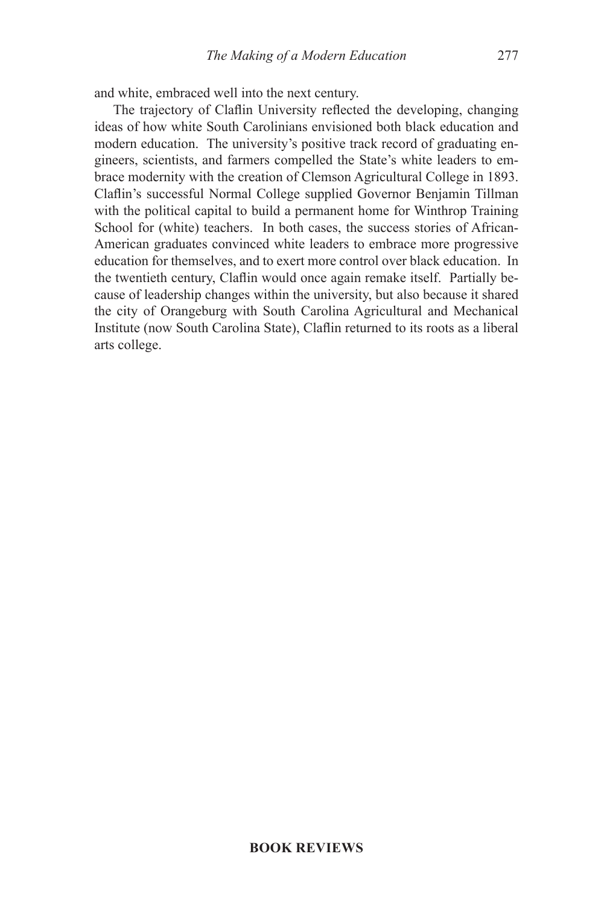and white, embraced well into the next century.

The trajectory of Claflin University reflected the developing, changing ideas of how white South Carolinians envisioned both black education and modern education. The university's positive track record of graduating engineers, scientists, and farmers compelled the State's white leaders to embrace modernity with the creation of Clemson Agricultural College in 1893. Claflin's successful Normal College supplied Governor Benjamin Tillman with the political capital to build a permanent home for Winthrop Training School for (white) teachers. In both cases, the success stories of African-American graduates convinced white leaders to embrace more progressive education for themselves, and to exert more control over black education. In the twentieth century, Claflin would once again remake itself. Partially because of leadership changes within the university, but also because it shared the city of Orangeburg with South Carolina Agricultural and Mechanical Institute (now South Carolina State), Claflin returned to its roots as a liberal arts college.

**BOOK REVIEWS**